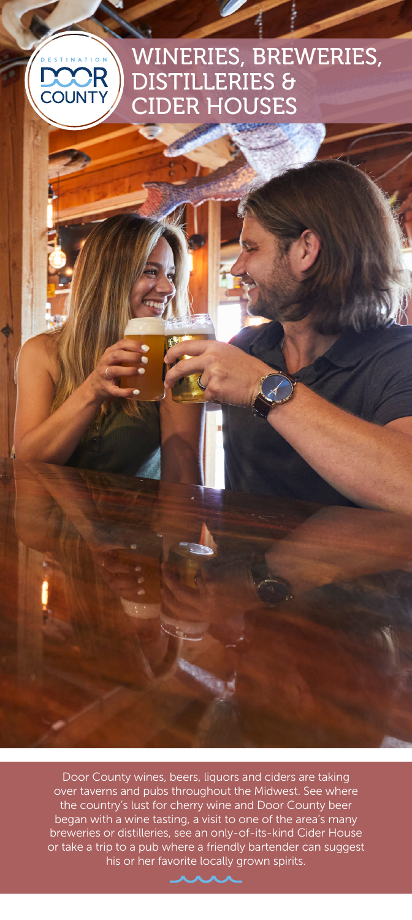DESTINATION DOOR COUNTY

# WINERIES, BREWERIES, DISTILLERIES & CIDER HOUSES

Door County wines, beers, liquors and ciders are taking over taverns and pubs throughout the Midwest. See where the country's lust for cherry wine and Door County beer began with a wine tasting, a visit to one of the area's many breweries or distilleries, see an only-of-its-kind Cider House or take a trip to a pub where a friendly bartender can suggest his or her favorite locally grown spirits.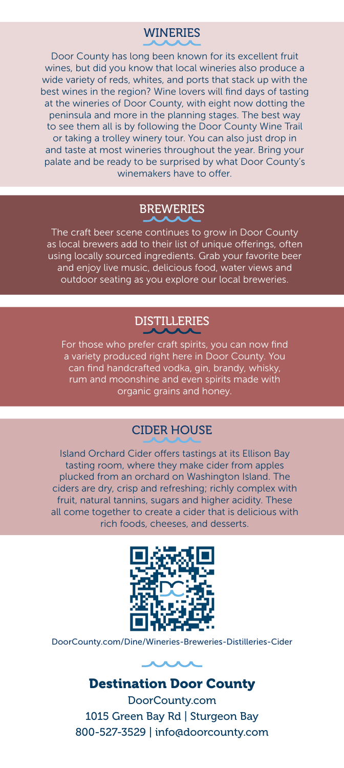## WINERIES

Door County has long been known for its excellent fruit wines, but did you know that local wineries also produce a wide variety of reds, whites, and ports that stack up with the best wines in the region? Wine lovers will find days of tasting at the wineries of Door County, with eight now dotting the peninsula and more in the planning stages. The best way to see them all is by following the Door County Wine Trail or taking a trolley winery tour. You can also just drop in and taste at most wineries throughout the year. Bring your palate and be ready to be surprised by what Door County's winemakers have to offer.

## BREWERIES

The craft beer scene continues to grow in Door County as local brewers add to their list of unique offerings, often using locally sourced ingredients. Grab your favorite beer and enjoy live music, delicious food, water views and outdoor seating as you explore our local breweries.

## DISTILLERIES

For those who prefer craft spirits, you can now find a variety produced right here in Door County. You can find handcrafted vodka, gin, brandy, whisky, rum and moonshine and even spirits made with organic grains and honey.

## CIDER HOUSE

Island Orchard Cider offers tastings at its Ellison Bay tasting room, where they make cider from apples plucked from an orchard on Washington Island. The ciders are dry, crisp and refreshing; richly complex with fruit, natural tannins, sugars and higher acidity. These all come together to create a cider that is delicious with rich foods, cheeses, and desserts.

DoorCounty.com/Dine/Wineries-Breweries-Distilleries-Cider

## Destination Door County

DoorCounty.com
1015 Green Bay Rd | Sturgeon Bay
800-527-3529 | info@doorcounty.com